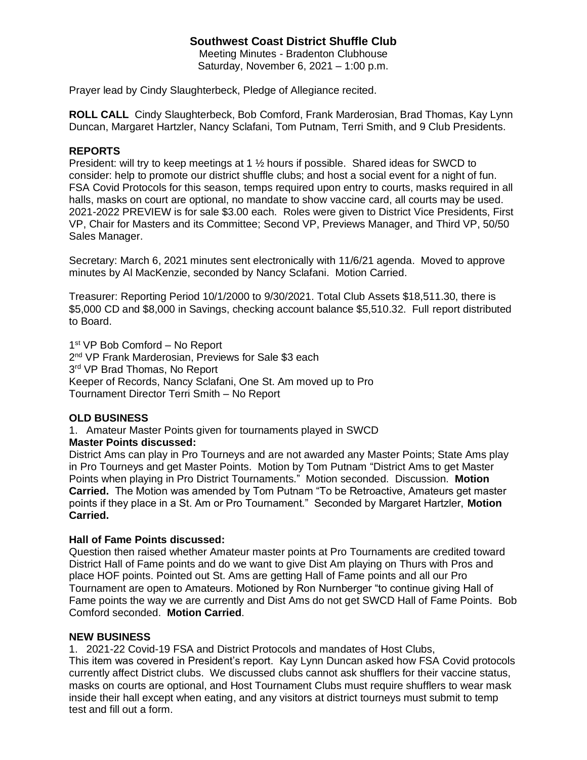# Southwest Coast District Shuffle Club

Meeting Minutes - Bradenton Clubhouse
Saturday, November 6, 2021 – 1:00 p.m.

Prayer lead by Cindy Slaughterbeck, Pledge of Allegiance recited.

**ROLL CALL** Cindy Slaughterbeck, Bob Comford, Frank Marderosian, Brad Thomas, Kay Lynn Duncan, Margaret Hartzler, Nancy Sclafani, Tom Putnam, Terri Smith, and 9 Club Presidents.

## REPORTS

President: will try to keep meetings at 1 ½ hours if possible. Shared ideas for SWCD to consider: help to promote our district shuffle clubs; and host a social event for a night of fun. FSA Covid Protocols for this season, temps required upon entry to courts, masks required in all halls, masks on court are optional, no mandate to show vaccine card, all courts may be used. 2021-2022 PREVIEW is for sale $3.00 each. Roles were given to District Vice Presidents, First VP, Chair for Masters and its Committee; Second VP, Previews Manager, and Third VP, 50/50 Sales Manager.

Secretary: March 6, 2021 minutes sent electronically with 11/6/21 agenda. Moved to approve minutes by Al MacKenzie, seconded by Nancy Sclafani. Motion Carried.

Treasurer: Reporting Period 10/1/2000 to 9/30/2021. Total Club Assets $18,511.30, there is $5,000 CD and $8,000 in Savings, checking account balance $5,510.32. Full report distributed to Board.

1st VP Bob Comford – No Report
2nd VP Frank Marderosian, Previews for Sale $3 each
3rd VP Brad Thomas, No Report
Keeper of Records, Nancy Sclafani, One St. Am moved up to Pro
Tournament Director Terri Smith – No Report

## OLD BUSINESS

1. Amateur Master Points given for tournaments played in SWCD

**Master Points discussed:**

District Ams can play in Pro Tourneys and are not awarded any Master Points; State Ams play in Pro Tourneys and get Master Points. Motion by Tom Putnam "District Ams to get Master Points when playing in Pro District Tournaments." Motion seconded. Discussion. **Motion Carried.** The Motion was amended by Tom Putnam "To be Retroactive, Amateurs get master points if they place in a St. Am or Pro Tournament." Seconded by Margaret Hartzler, **Motion Carried.**

**Hall of Fame Points discussed:**

Question then raised whether Amateur master points at Pro Tournaments are credited toward District Hall of Fame points and do we want to give Dist Am playing on Thurs with Pros and place HOF points. Pointed out St. Ams are getting Hall of Fame points and all our Pro Tournament are open to Amateurs. Motioned by Ron Nurnberger "to continue giving Hall of Fame points the way we are currently and Dist Ams do not get SWCD Hall of Fame Points. Bob Comford seconded. **Motion Carried**.

## NEW BUSINESS

1. 2021-22 Covid-19 FSA and District Protocols and mandates of Host Clubs,

This item was covered in President's report. Kay Lynn Duncan asked how FSA Covid protocols currently affect District clubs. We discussed clubs cannot ask shufflers for their vaccine status, masks on courts are optional, and Host Tournament Clubs must require shufflers to wear mask inside their hall except when eating, and any visitors at district tourneys must submit to temp test and fill out a form.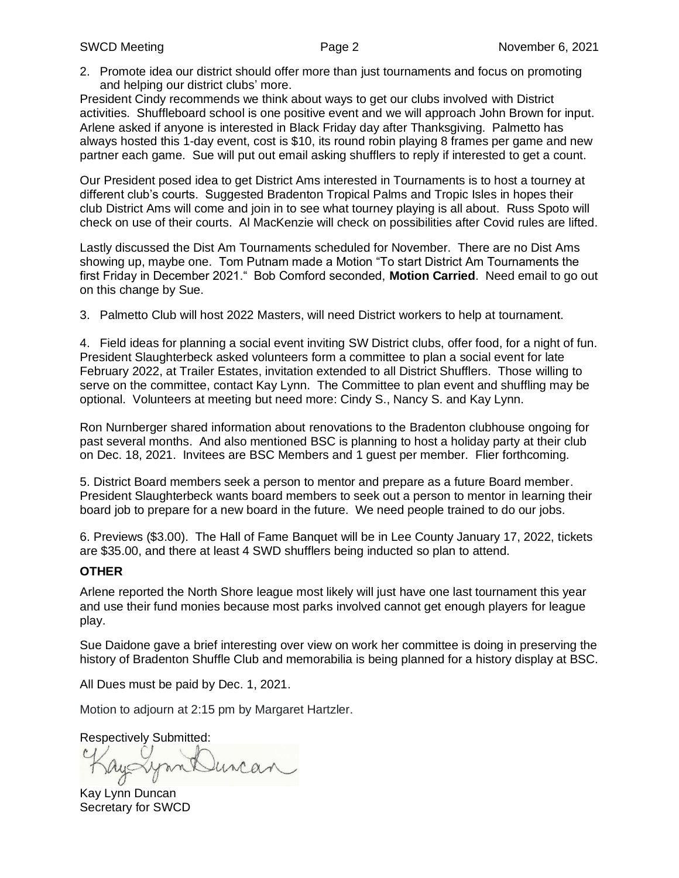2. Promote idea our district should offer more than just tournaments and focus on promoting and helping our district clubs' more.

President Cindy recommends we think about ways to get our clubs involved with District activities. Shuffleboard school is one positive event and we will approach John Brown for input. Arlene asked if anyone is interested in Black Friday day after Thanksgiving. Palmetto has always hosted this 1-day event, cost is $10, its round robin playing 8 frames per game and new partner each game. Sue will put out email asking shufflers to reply if interested to get a count.

Our President posed idea to get District Ams interested in Tournaments is to host a tourney at different club's courts. Suggested Bradenton Tropical Palms and Tropic Isles in hopes their club District Ams will come and join in to see what tourney playing is all about. Russ Spoto will check on use of their courts. Al MacKenzie will check on possibilities after Covid rules are lifted.

Lastly discussed the Dist Am Tournaments scheduled for November. There are no Dist Ams showing up, maybe one. Tom Putnam made a Motion "To start District Am Tournaments the first Friday in December 2021." Bob Comford seconded, **Motion Carried**. Need email to go out on this change by Sue.

3. Palmetto Club will host 2022 Masters, will need District workers to help at tournament.

4. Field ideas for planning a social event inviting SW District clubs, offer food, for a night of fun. President Slaughterbeck asked volunteers form a committee to plan a social event for late February 2022, at Trailer Estates, invitation extended to all District Shufflers. Those willing to serve on the committee, contact Kay Lynn. The Committee to plan event and shuffling may be optional. Volunteers at meeting but need more: Cindy S., Nancy S. and Kay Lynn.

Ron Nurnberger shared information about renovations to the Bradenton clubhouse ongoing for past several months. And also mentioned BSC is planning to host a holiday party at their club on Dec. 18, 2021. Invitees are BSC Members and 1 guest per member. Flier forthcoming.

5. District Board members seek a person to mentor and prepare as a future Board member. President Slaughterbeck wants board members to seek out a person to mentor in learning their board job to prepare for a new board in the future. We need people trained to do our jobs.

6. Previews ($3.00). The Hall of Fame Banquet will be in Lee County January 17, 2022, tickets are $35.00, and there at least 4 SWD shufflers being inducted so plan to attend.

**OTHER**

Arlene reported the North Shore league most likely will just have one last tournament this year and use their fund monies because most parks involved cannot get enough players for league play.

Sue Daidone gave a brief interesting over view on work her committee is doing in preserving the history of Bradenton Shuffle Club and memorabilia is being planned for a history display at BSC.

All Dues must be paid by Dec. 1, 2021.

Motion to adjourn at 2:15 pm by Margaret Hartzler.

Respectively Submitted:

Kay Lynn Duncan

Kay Lynn Duncan
Secretary for SWCD